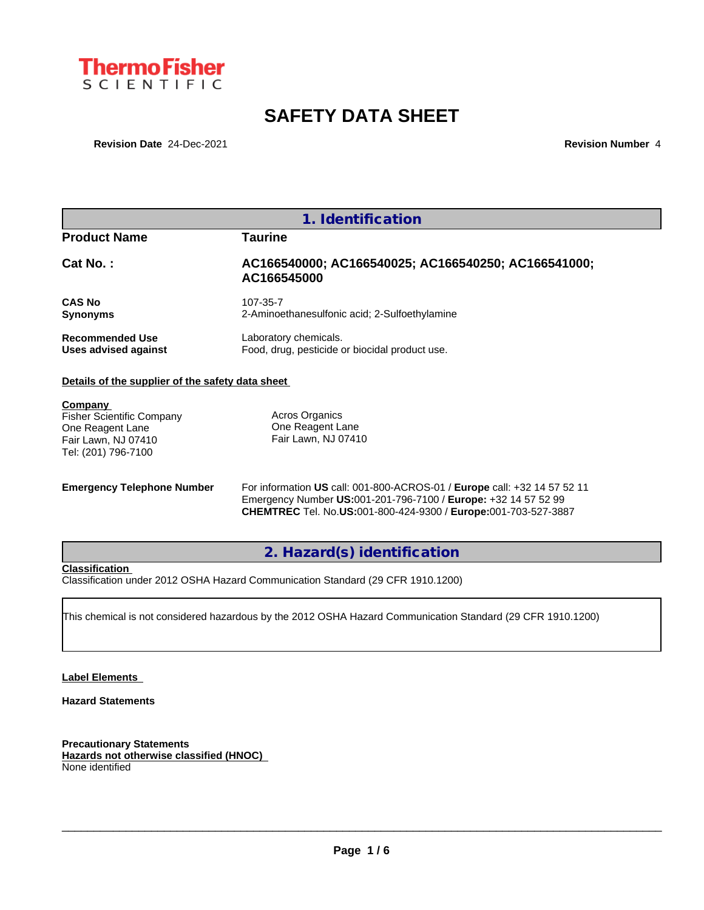ThermoFisher SCIENTIFIC

# SAFETY DATA SHEET

**Revision Date** 24-Dec-2021 **Revision Number** 4

## 1. Identification

| | |
|---|---|
| **Product Name** | **Taurine** |
| **Cat No. :** | **AC166540000; AC166540025; AC166540250; AC166541000; AC166545000** |
| **CAS No** | 107-35-7 |
| **Synonyms** | 2-Aminoethanesulfonic acid; 2-Sulfoethylamine |
| **Recommended Use** | Laboratory chemicals. |
| **Uses advised against** | Food, drug, pesticide or biocidal product use. |

**Details of the supplier of the safety data sheet**

**Company**
Fisher Scientific Company
One Reagent Lane
Fair Lawn, NJ 07410
Tel: (201) 796-7100

Acros Organics
One Reagent Lane
Fair Lawn, NJ 07410

**Emergency Telephone Number**
For information **US** call: 001-800-ACROS-01 / **Europe** call: +32 14 57 52 11
Emergency Number **US:**001-201-796-7100 / **Europe:** +32 14 57 52 99
**CHEMTREC** Tel. No.**US:**001-800-424-9300 / **Europe:**001-703-527-3887

## 2. Hazard(s) identification

**Classification**
Classification under 2012 OSHA Hazard Communication Standard (29 CFR 1910.1200)

This chemical is not considered hazardous by the 2012 OSHA Hazard Communication Standard (29 CFR 1910.1200)

**Label Elements**

**Hazard Statements**

**Precautionary Statements**
**Hazards not otherwise classified (HNOC)**
None identified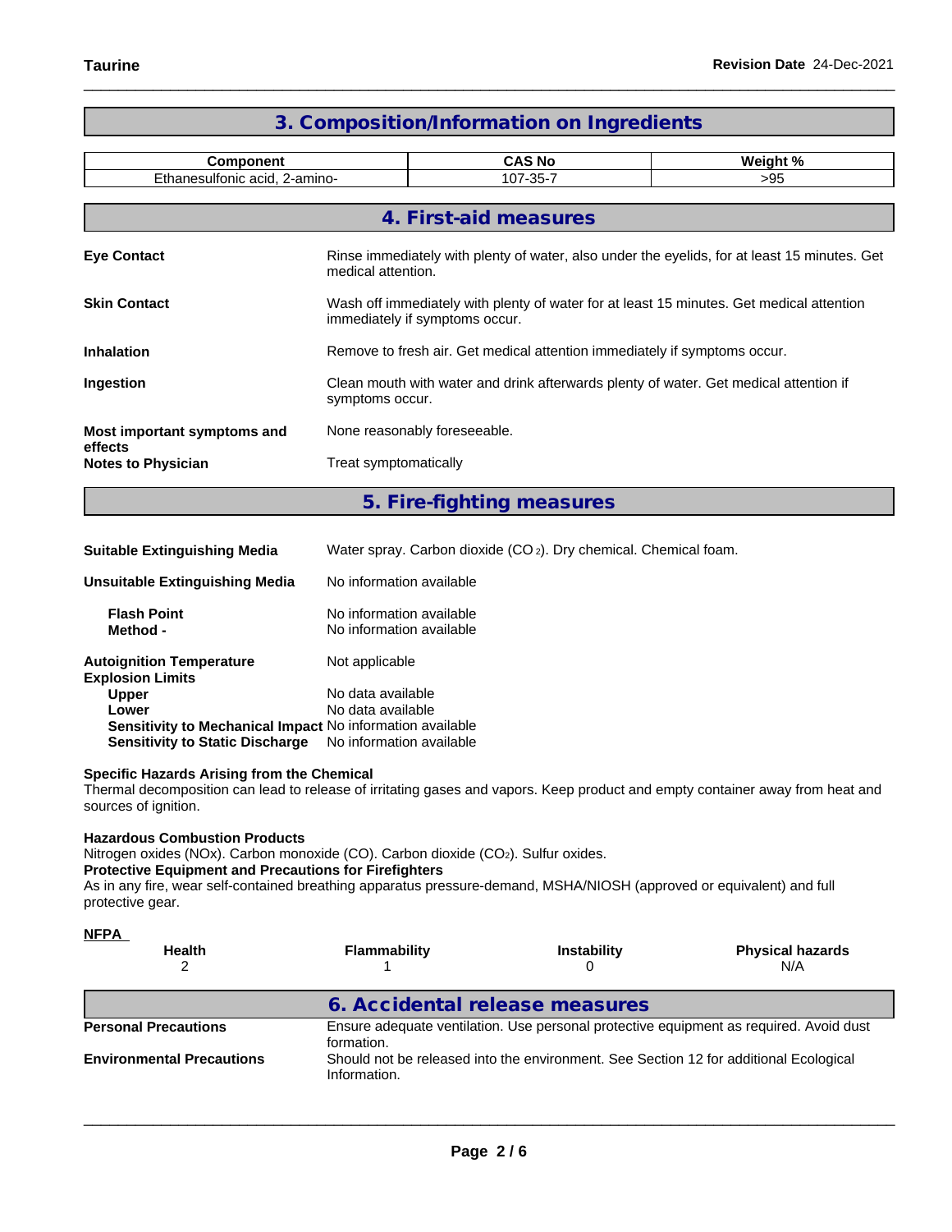## 3. Composition/Information on Ingredients

| Component | CAS No | Weight % |
|---|---|---|
| Ethanesulfonic acid, 2-amino- | 107-35-7 | >95 |

## 4. First-aid measures

**Eye Contact** Rinse immediately with plenty of water, also under the eyelids, for at least 15 minutes. Get medical attention.

**Skin Contact** Wash off immediately with plenty of water for at least 15 minutes. Get medical attention immediately if symptoms occur.

**Inhalation** Remove to fresh air. Get medical attention immediately if symptoms occur.

**Ingestion** Clean mouth with water and drink afterwards plenty of water. Get medical attention if symptoms occur.

**Most important symptoms and effects** None reasonably foreseeable.

**Notes to Physician** Treat symptomatically

## 5. Fire-fighting measures

**Suitable Extinguishing Media** Water spray. Carbon dioxide ($CO_2$). Dry chemical. Chemical foam.

**Unsuitable Extinguishing Media** No information available

**Flash Point** No information available
**Method -** No information available

**Autoignition Temperature** Not applicable
**Explosion Limits**
**Upper** No data available
**Lower** No data available
**Sensitivity to Mechanical Impact** No information available
**Sensitivity to Static Discharge** No information available

**Specific Hazards Arising from the Chemical**
Thermal decomposition can lead to release of irritating gases and vapors. Keep product and empty container away from heat and sources of ignition.

**Hazardous Combustion Products**
Nitrogen oxides (NOx). Carbon monoxide (CO). Carbon dioxide ($CO_2$). Sulfur oxides.
**Protective Equipment and Precautions for Firefighters**
As in any fire, wear self-contained breathing apparatus pressure-demand, MSHA/NIOSH (approved or equivalent) and full protective gear.

**NFPA**

| Health | Flammability | Instability | Physical hazards |
|---|---|---|---|
| 2 | 1 | 0 | N/A |

## 6. Accidental release measures

**Personal Precautions** Ensure adequate ventilation. Use personal protective equipment as required. Avoid dust formation.

**Environmental Precautions** Should not be released into the environment. See Section 12 for additional Ecological Information.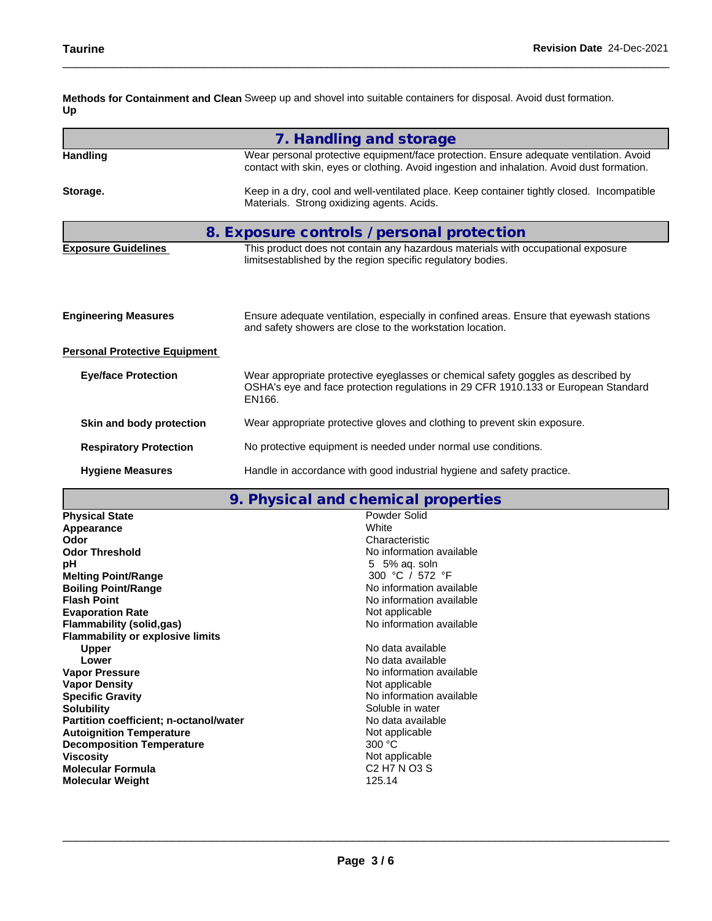**Methods for Containment and Clean Up** Sweep up and shovel into suitable containers for disposal. Avoid dust formation.

## 7. Handling and storage

**Handling** Wear personal protective equipment/face protection. Ensure adequate ventilation. Avoid contact with skin, eyes or clothing. Avoid ingestion and inhalation. Avoid dust formation.

**Storage.** Keep in a dry, cool and well-ventilated place. Keep container tightly closed. Incompatible Materials. Strong oxidizing agents. Acids.

## 8. Exposure controls / personal protection

**Exposure Guidelines** This product does not contain any hazardous materials with occupational exposure limitsestablished by the region specific regulatory bodies.

**Engineering Measures** Ensure adequate ventilation, especially in confined areas. Ensure that eyewash stations and safety showers are close to the workstation location.

**Personal Protective Equipment**

**Eye/face Protection** Wear appropriate protective eyeglasses or chemical safety goggles as described by OSHA's eye and face protection regulations in 29 CFR 1910.133 or European Standard EN166.

**Skin and body protection** Wear appropriate protective gloves and clothing to prevent skin exposure.

**Respiratory Protection** No protective equipment is needed under normal use conditions.

**Hygiene Measures** Handle in accordance with good industrial hygiene and safety practice.

## 9. Physical and chemical properties

| Property | Value |
|---|---|
| **Physical State** | Powder Solid |
| **Appearance** | White |
| **Odor** | Characteristic |
| **Odor Threshold** | No information available |
| **pH** | 5 5% aq. soln |
| **Melting Point/Range** | 300 °C / 572 °F |
| **Boiling Point/Range** | No information available |
| **Flash Point** | No information available |
| **Evaporation Rate** | Not applicable |
| **Flammability (solid,gas)** | No information available |
| **Flammability or explosive limits** | |
| Upper | No data available |
| Lower | No data available |
| **Vapor Pressure** | No information available |
| **Vapor Density** | Not applicable |
| **Specific Gravity** | No information available |
| **Solubility** | Soluble in water |
| **Partition coefficient; n-octanol/water** | No data available |
| **Autoignition Temperature** | Not applicable |
| **Decomposition Temperature** | 300 °C |
| **Viscosity** | Not applicable |
| **Molecular Formula** | $C_2H_7NO_3S$ |
| **Molecular Weight** | 125.14 |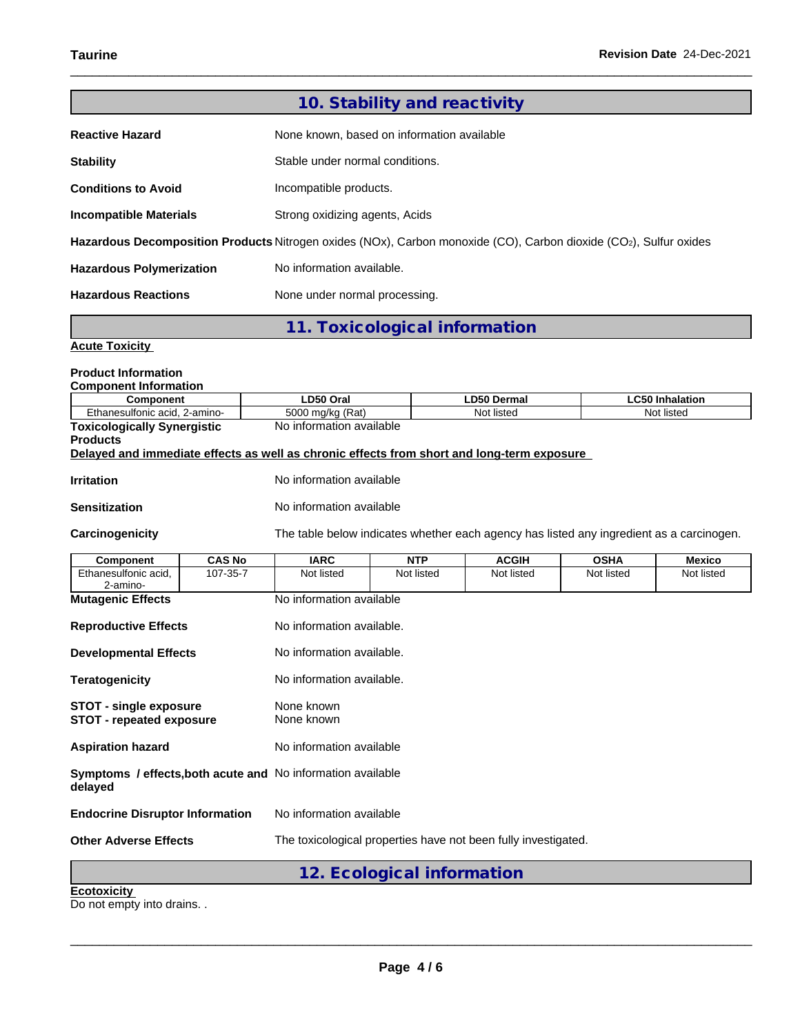## 10. Stability and reactivity

**Reactive Hazard** None known, based on information available

**Stability** Stable under normal conditions.

**Conditions to Avoid** Incompatible products.

**Incompatible Materials** Strong oxidizing agents, Acids

**Hazardous Decomposition Products** Nitrogen oxides (NOx), Carbon monoxide (CO), Carbon dioxide ($CO_2$), Sulfur oxides

**Hazardous Polymerization** No information available.

**Hazardous Reactions** None under normal processing.

## 11. Toxicological information

**Acute Toxicity**

**Product Information**

**Component Information**

| Component | LD50 Oral | LD50 Dermal | LC50 Inhalation |
|---|---|---|---|
| Ethanesulfonic acid, 2-amino- | 5000 mg/kg (Rat) | Not listed | Not listed |

**Toxicologically Synergistic Products** No information available

**Delayed and immediate effects as well as chronic effects from short and long-term exposure**

**Irritation** No information available

**Sensitization** No information available

**Carcinogenicity** The table below indicates whether each agency has listed any ingredient as a carcinogen.

| Component | CAS No | IARC | NTP | ACGIH | OSHA | Mexico |
|---|---|---|---|---|---|---|
| Ethanesulfonic acid, 2-amino- | 107-35-7 | Not listed | Not listed | Not listed | Not listed | Not listed |

**Mutagenic Effects** No information available

**Reproductive Effects** No information available.

**Developmental Effects** No information available.

**Teratogenicity** No information available.

**STOT - single exposure** None known

**STOT - repeated exposure** None known

**Aspiration hazard** No information available

**Symptoms / effects,both acute and delayed** No information available

**Endocrine Disruptor Information** No information available

**Other Adverse Effects** The toxicological properties have not been fully investigated.

## 12. Ecological information

**Ecotoxicity**

Do not empty into drains. .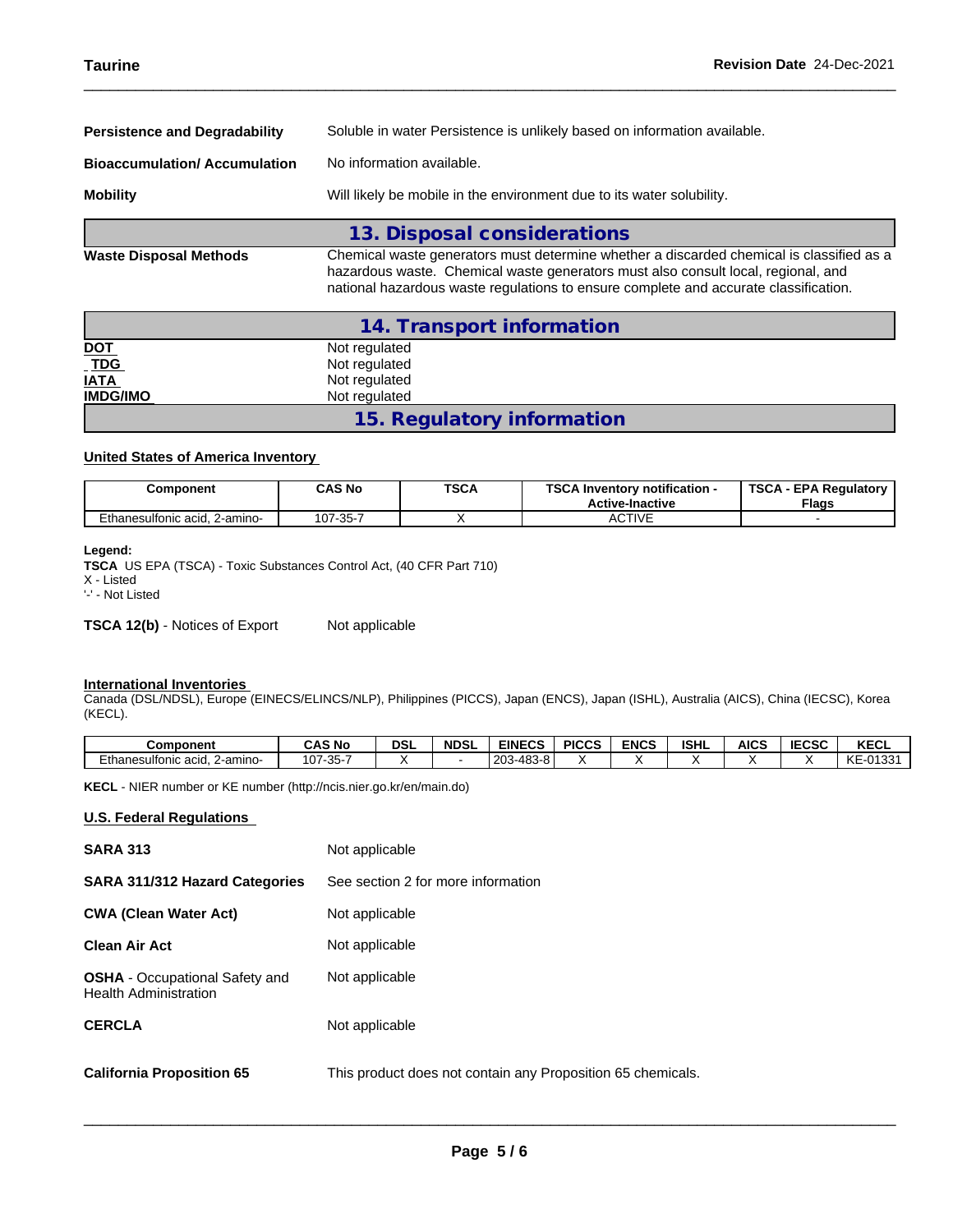**Persistence and Degradability** Soluble in water Persistence is unlikely based on information available.

**Bioaccumulation/ Accumulation** No information available.

**Mobility** Will likely be mobile in the environment due to its water solubility.

## 13. Disposal considerations

**Waste Disposal Methods** Chemical waste generators must determine whether a discarded chemical is classified as a hazardous waste. Chemical waste generators must also consult local, regional, and national hazardous waste regulations to ensure complete and accurate classification.

## 14. Transport information

**DOT** Not regulated
**TDG** Not regulated
**IATA** Not regulated
**IMDG/IMO** Not regulated

## 15. Regulatory information

**United States of America Inventory**

| Component | CAS No | TSCA | TSCA Inventory notification - Active-Inactive | TSCA - EPA Regulatory Flags |
|---|---|---|---|---|
| Ethanesulfonic acid, 2-amino- | 107-35-7 | X | ACTIVE | - |

**Legend:**
**TSCA** US EPA (TSCA) - Toxic Substances Control Act, (40 CFR Part 710)
X - Listed
'-' - Not Listed

**TSCA 12(b)** - Notices of Export Not applicable

**International Inventories**
Canada (DSL/NDSL), Europe (EINECS/ELINCS/NLP), Philippines (PICCS), Japan (ENCS), Japan (ISHL), Australia (AICS), China (IECSC), Korea (KECL).

| Component | CAS No | DSL | NDSL | EINECS | PICCS | ENCS | ISHL | AICS | IECSC | KECL |
|---|---|---|---|---|---|---|---|---|---|---|
| Ethanesulfonic acid, 2-amino- | 107-35-7 | X | - | 203-483-8 | X | X | X | X | X | KE-01331 |

**KECL** - NIER number or KE number (http://ncis.nier.go.kr/en/main.do)

**U.S. Federal Regulations**

**SARA 313** Not applicable

**SARA 311/312 Hazard Categories** See section 2 for more information

**CWA (Clean Water Act)** Not applicable

**Clean Air Act** Not applicable

**OSHA** - Occupational Safety and Health Administration Not applicable

**CERCLA** Not applicable

**California Proposition 65** This product does not contain any Proposition 65 chemicals.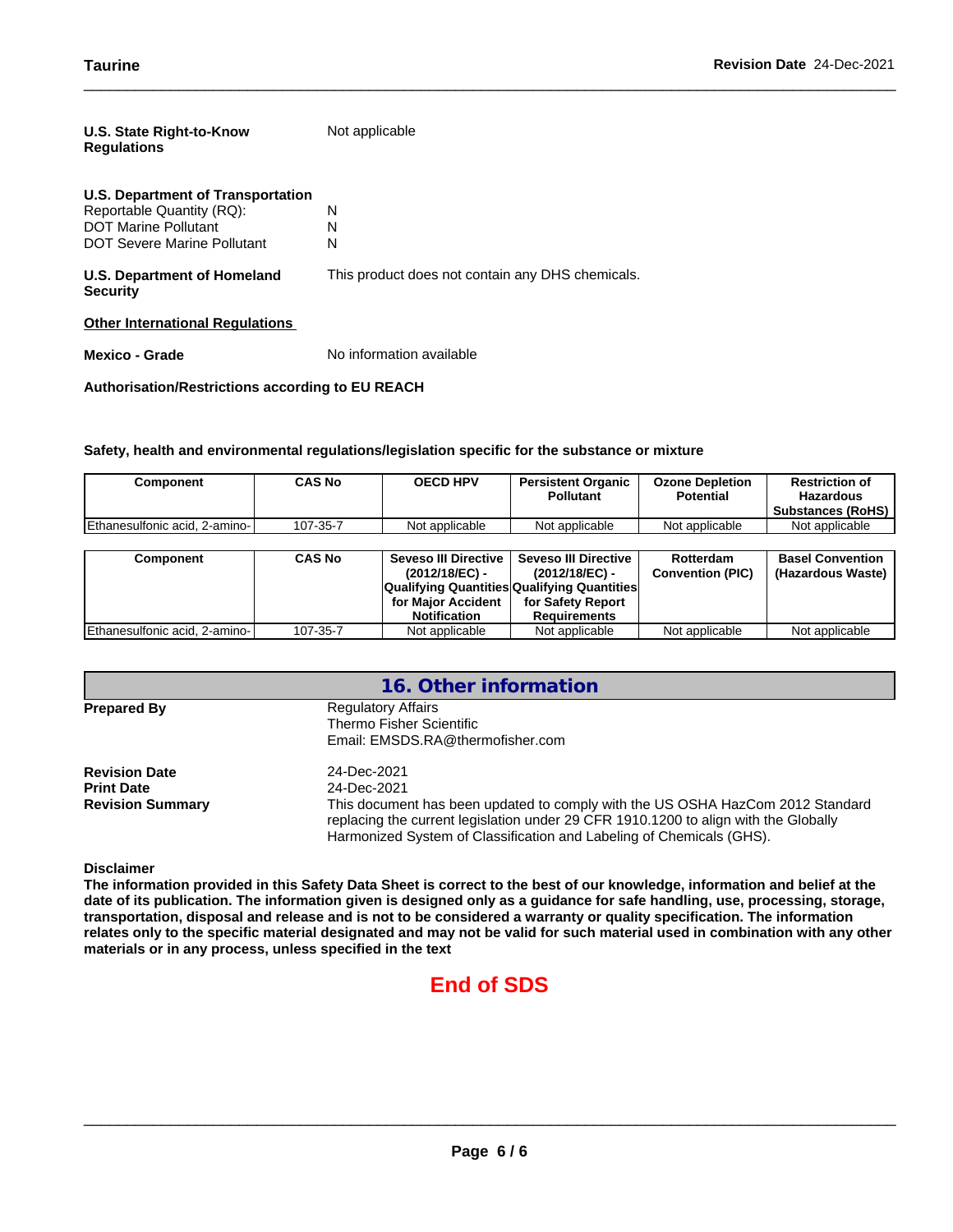**U.S. State Right-to-Know Regulations** Not applicable

**U.S. Department of Transportation**

Reportable Quantity (RQ): N

DOT Marine Pollutant N

DOT Severe Marine Pollutant N

**U.S. Department of Homeland Security** This product does not contain any DHS chemicals.

**Other International Regulations**

**Mexico - Grade** No information available

**Authorisation/Restrictions according to EU REACH**

**Safety, health and environmental regulations/legislation specific for the substance or mixture**

| Component | CAS No | OECD HPV | Persistent Organic Pollutant | Ozone Depletion Potential | Restriction of Hazardous Substances (RoHS) |
|---|---|---|---|---|---|
| Ethanesulfonic acid, 2-amino- | 107-35-7 | Not applicable | Not applicable | Not applicable | Not applicable |

| Component | CAS No | Seveso III Directive (2012/18/EC) - Qualifying Quantities for Major Accident Notification | Seveso III Directive (2012/18/EC) - Qualifying Quantities for Safety Report Requirements | Rotterdam Convention (PIC) | Basel Convention (Hazardous Waste) |
|---|---|---|---|---|---|
| Ethanesulfonic acid, 2-amino- | 107-35-7 | Not applicable | Not applicable | Not applicable | Not applicable |

## 16. Other information

**Prepared By** Regulatory Affairs
Thermo Fisher Scientific
Email: EMSDS.RA@thermofisher.com

**Revision Date** 24-Dec-2021

**Print Date** 24-Dec-2021

**Revision Summary** This document has been updated to comply with the US OSHA HazCom 2012 Standard replacing the current legislation under 29 CFR 1910.1200 to align with the Globally Harmonized System of Classification and Labeling of Chemicals (GHS).

**Disclaimer**

**The information provided in this Safety Data Sheet is correct to the best of our knowledge, information and belief at the date of its publication. The information given is designed only as a guidance for safe handling, use, processing, storage, transportation, disposal and release and is not to be considered a warranty or quality specification. The information relates only to the specific material designated and may not be valid for such material used in combination with any other materials or in any process, unless specified in the text**

**End of SDS**